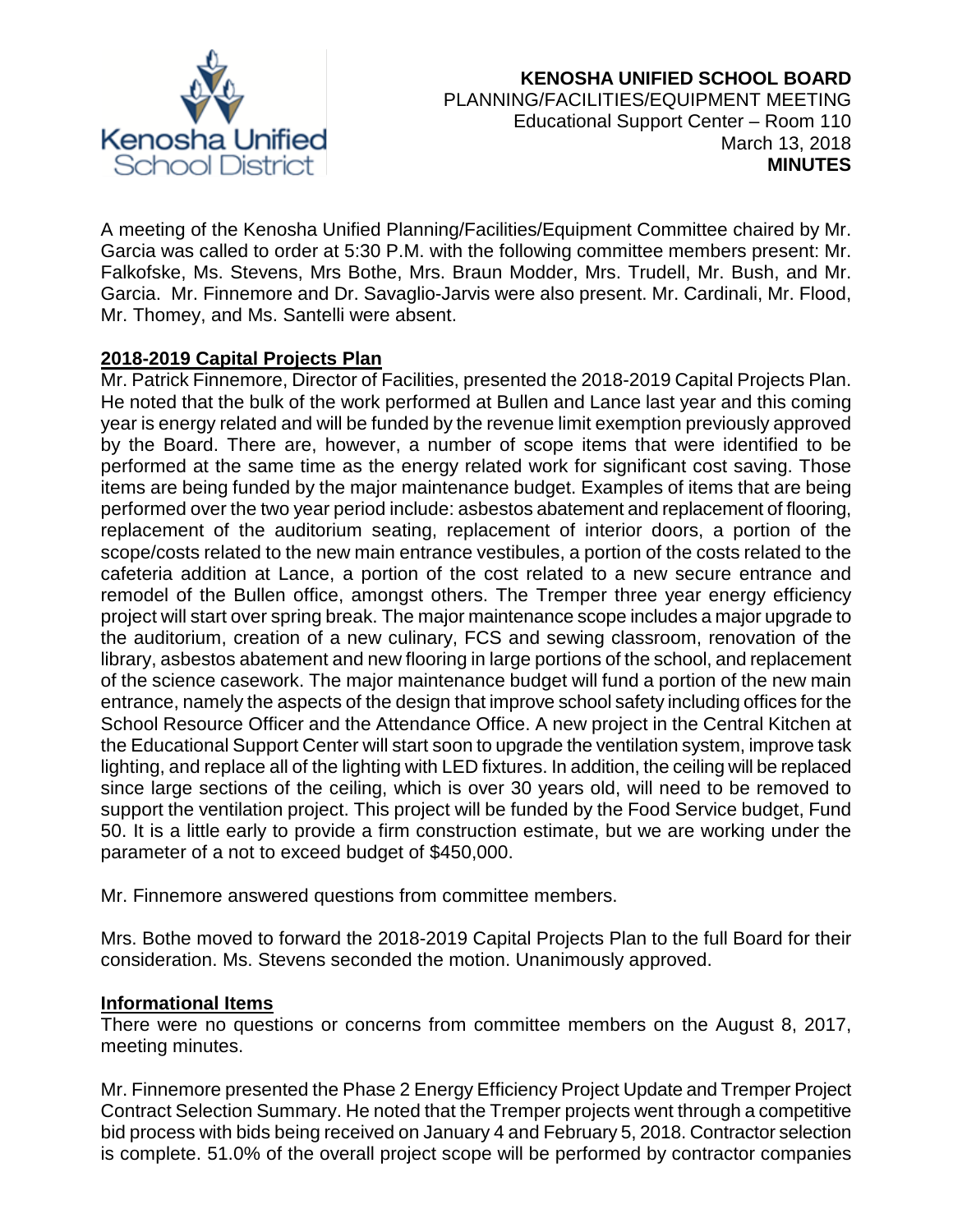**KENOSHA UNIFIED SCHOOL BOARD**
PLANNING/FACILITIES/EQUIPMENT MEETING
Educational Support Center – Room 110
March 13, 2018
**MINUTES**

A meeting of the Kenosha Unified Planning/Facilities/Equipment Committee chaired by Mr. Garcia was called to order at 5:30 P.M. with the following committee members present: Mr. Falkofske, Ms. Stevens, Mrs Bothe, Mrs. Braun Modder, Mrs. Trudell, Mr. Bush, and Mr. Garcia. Mr. Finnemore and Dr. Savaglio-Jarvis were also present. Mr. Cardinali, Mr. Flood, Mr. Thomey, and Ms. Santelli were absent.

## 2018-2019 Capital Projects Plan

Mr. Patrick Finnemore, Director of Facilities, presented the 2018-2019 Capital Projects Plan. He noted that the bulk of the work performed at Bullen and Lance last year and this coming year is energy related and will be funded by the revenue limit exemption previously approved by the Board. There are, however, a number of scope items that were identified to be performed at the same time as the energy related work for significant cost saving. Those items are being funded by the major maintenance budget. Examples of items that are being performed over the two year period include: asbestos abatement and replacement of flooring, replacement of the auditorium seating, replacement of interior doors, a portion of the scope/costs related to the new main entrance vestibules, a portion of the costs related to the cafeteria addition at Lance, a portion of the cost related to a new secure entrance and remodel of the Bullen office, amongst others. The Tremper three year energy efficiency project will start over spring break. The major maintenance scope includes a major upgrade to the auditorium, creation of a new culinary, FCS and sewing classroom, renovation of the library, asbestos abatement and new flooring in large portions of the school, and replacement of the science casework. The major maintenance budget will fund a portion of the new main entrance, namely the aspects of the design that improve school safety including offices for the School Resource Officer and the Attendance Office. A new project in the Central Kitchen at the Educational Support Center will start soon to upgrade the ventilation system, improve task lighting, and replace all of the lighting with LED fixtures. In addition, the ceiling will be replaced since large sections of the ceiling, which is over 30 years old, will need to be removed to support the ventilation project. This project will be funded by the Food Service budget, Fund 50. It is a little early to provide a firm construction estimate, but we are working under the parameter of a not to exceed budget of $450,000.

Mr. Finnemore answered questions from committee members.

Mrs. Bothe moved to forward the 2018-2019 Capital Projects Plan to the full Board for their consideration. Ms. Stevens seconded the motion. Unanimously approved.

## Informational Items

There were no questions or concerns from committee members on the August 8, 2017, meeting minutes.

Mr. Finnemore presented the Phase 2 Energy Efficiency Project Update and Tremper Project Contract Selection Summary. He noted that the Tremper projects went through a competitive bid process with bids being received on January 4 and February 5, 2018. Contractor selection is complete. 51.0% of the overall project scope will be performed by contractor companies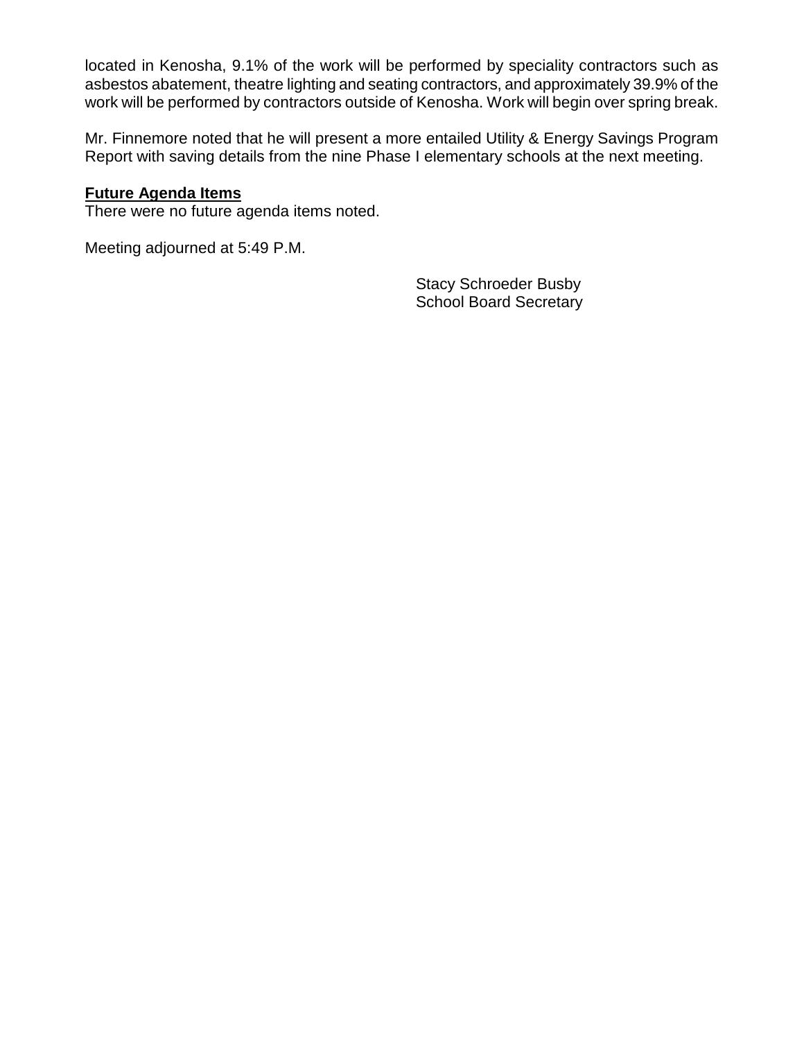located in Kenosha, 9.1% of the work will be performed by speciality contractors such as asbestos abatement, theatre lighting and seating contractors, and approximately 39.9% of the work will be performed by contractors outside of Kenosha. Work will begin over spring break.

Mr. Finnemore noted that he will present a more entailed Utility & Energy Savings Program Report with saving details from the nine Phase I elementary schools at the next meeting.

**Future Agenda Items**

There were no future agenda items noted.

Meeting adjourned at 5:49 P.M.

Stacy Schroeder Busby
School Board Secretary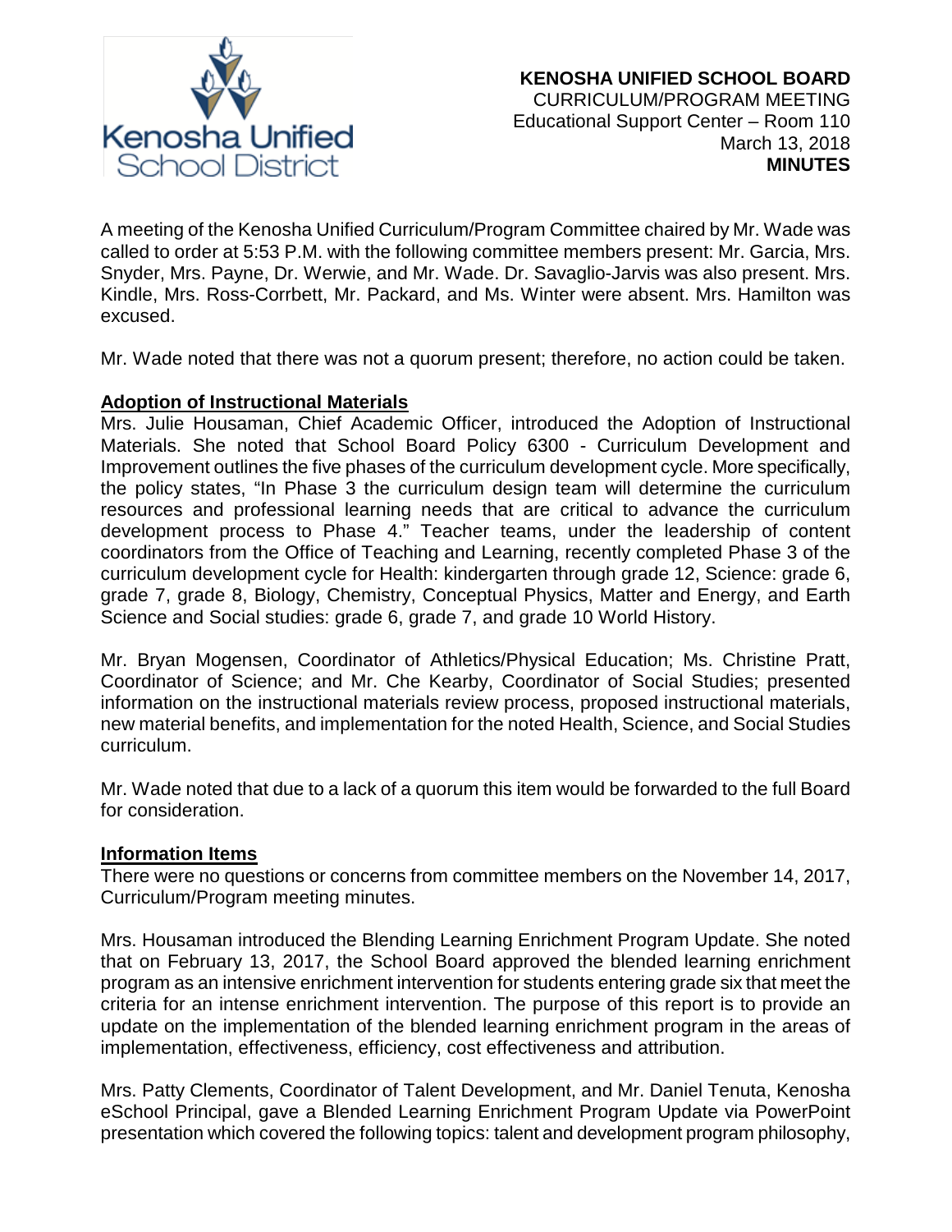**KENOSHA UNIFIED SCHOOL BOARD**
CURRICULUM/PROGRAM MEETING
Educational Support Center – Room 110
March 13, 2018
**MINUTES**

A meeting of the Kenosha Unified Curriculum/Program Committee chaired by Mr. Wade was called to order at 5:53 P.M. with the following committee members present: Mr. Garcia, Mrs. Snyder, Mrs. Payne, Dr. Werwie, and Mr. Wade. Dr. Savaglio-Jarvis was also present. Mrs. Kindle, Mrs. Ross-Corrbett, Mr. Packard, and Ms. Winter were absent. Mrs. Hamilton was excused.

Mr. Wade noted that there was not a quorum present; therefore, no action could be taken.

**Adoption of Instructional Materials**

Mrs. Julie Housaman, Chief Academic Officer, introduced the Adoption of Instructional Materials. She noted that School Board Policy 6300 - Curriculum Development and Improvement outlines the five phases of the curriculum development cycle. More specifically, the policy states, "In Phase 3 the curriculum design team will determine the curriculum resources and professional learning needs that are critical to advance the curriculum development process to Phase 4." Teacher teams, under the leadership of content coordinators from the Office of Teaching and Learning, recently completed Phase 3 of the curriculum development cycle for Health: kindergarten through grade 12, Science: grade 6, grade 7, grade 8, Biology, Chemistry, Conceptual Physics, Matter and Energy, and Earth Science and Social studies: grade 6, grade 7, and grade 10 World History.

Mr. Bryan Mogensen, Coordinator of Athletics/Physical Education; Ms. Christine Pratt, Coordinator of Science; and Mr. Che Kearby, Coordinator of Social Studies; presented information on the instructional materials review process, proposed instructional materials, new material benefits, and implementation for the noted Health, Science, and Social Studies curriculum.

Mr. Wade noted that due to a lack of a quorum this item would be forwarded to the full Board for consideration.

**Information Items**

There were no questions or concerns from committee members on the November 14, 2017, Curriculum/Program meeting minutes.

Mrs. Housaman introduced the Blending Learning Enrichment Program Update. She noted that on February 13, 2017, the School Board approved the blended learning enrichment program as an intensive enrichment intervention for students entering grade six that meet the criteria for an intense enrichment intervention. The purpose of this report is to provide an update on the implementation of the blended learning enrichment program in the areas of implementation, effectiveness, efficiency, cost effectiveness and attribution.

Mrs. Patty Clements, Coordinator of Talent Development, and Mr. Daniel Tenuta, Kenosha eSchool Principal, gave a Blended Learning Enrichment Program Update via PowerPoint presentation which covered the following topics: talent and development program philosophy,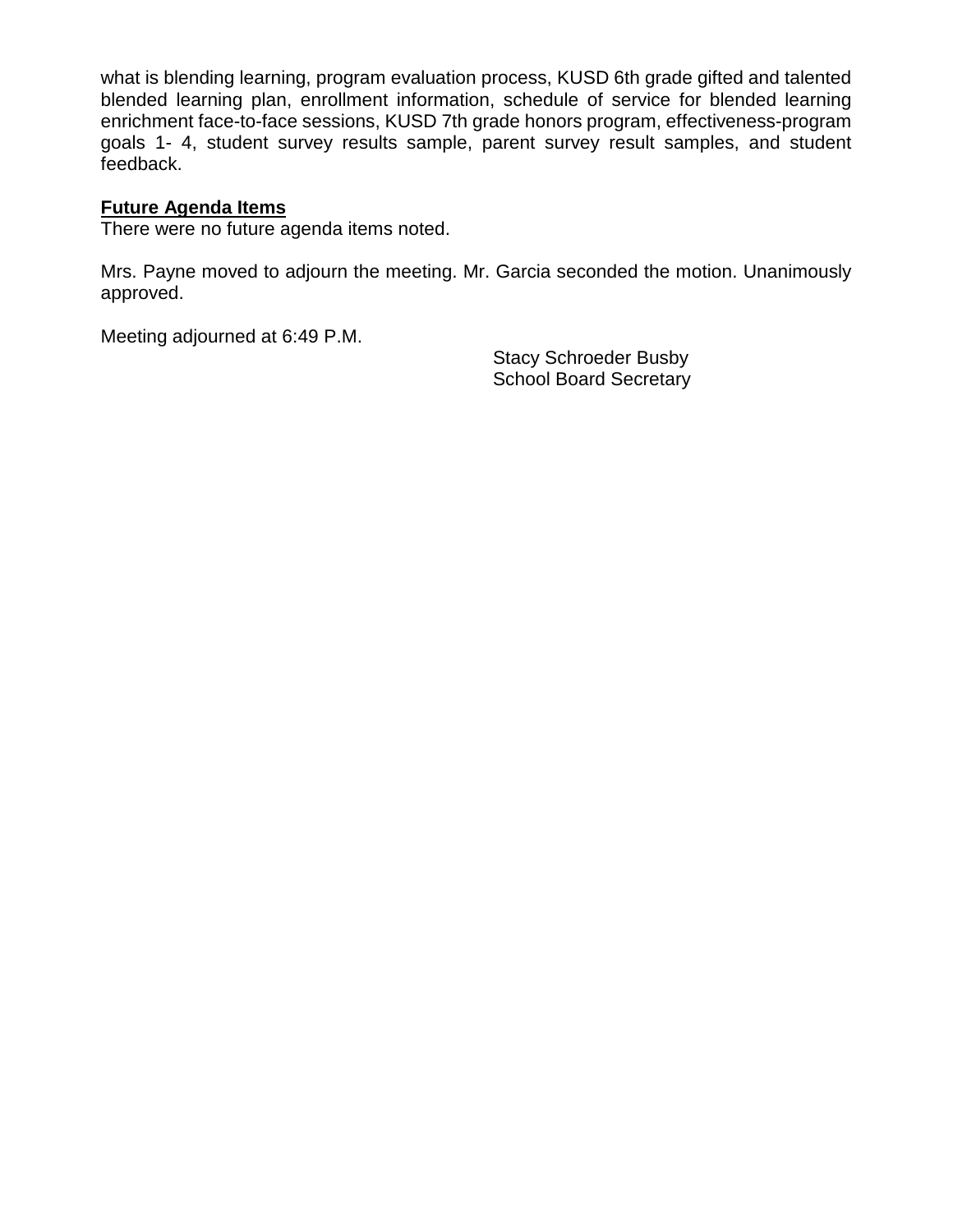what is blending learning, program evaluation process, KUSD 6th grade gifted and talented blended learning plan, enrollment information, schedule of service for blended learning enrichment face-to-face sessions, KUSD 7th grade honors program, effectiveness-program goals 1- 4, student survey results sample, parent survey result samples, and student feedback.

**Future Agenda Items**

There were no future agenda items noted.

Mrs. Payne moved to adjourn the meeting. Mr. Garcia seconded the motion. Unanimously approved.

Meeting adjourned at 6:49 P.M.

Stacy Schroeder Busby
School Board Secretary